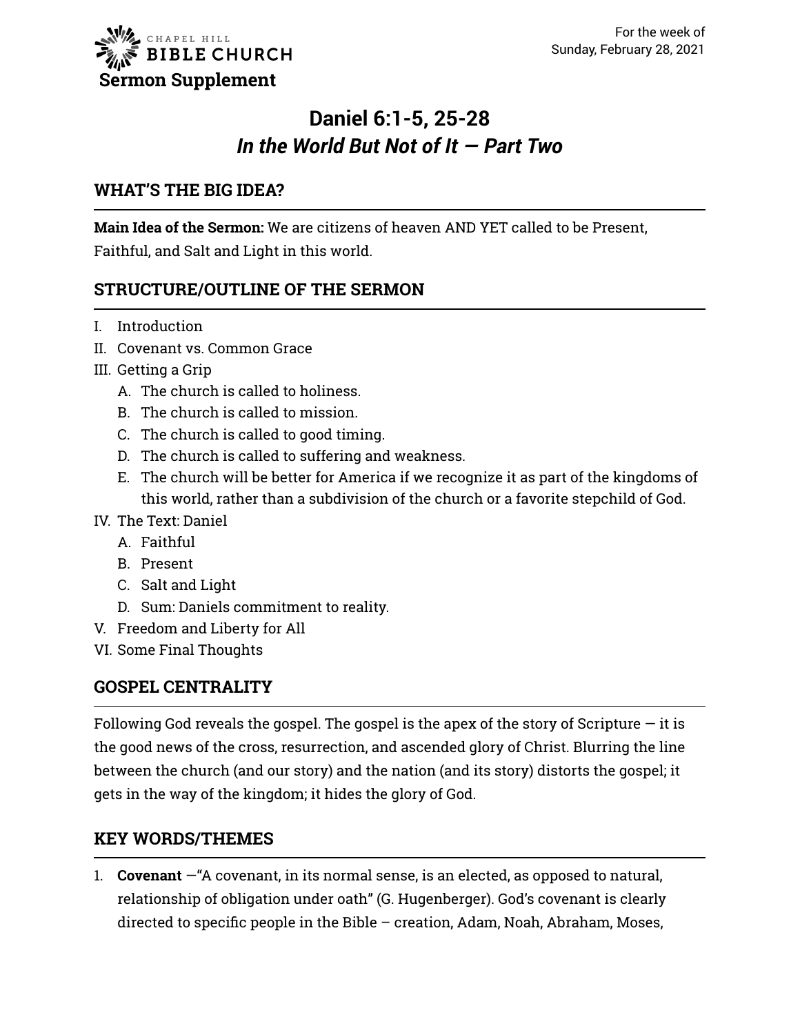**Chapel Hill Bible Church**

**Sermon Supplement**

For the week of
Sunday, February 28, 2021

# Daniel 6:1-5, 25-28
# *In the World But Not of It — Part Two*

## WHAT'S THE BIG IDEA?

**Main Idea of the Sermon:** We are citizens of heaven AND YET called to be Present, Faithful, and Salt and Light in this world.

## STRUCTURE/OUTLINE OF THE SERMON

I. Introduction
II. Covenant vs. Common Grace
III. Getting a Grip
   A. The church is called to holiness.
   B. The church is called to mission.
   C. The church is called to good timing.
   D. The church is called to suffering and weakness.
   E. The church will be better for America if we recognize it as part of the kingdoms of this world, rather than a subdivision of the church or a favorite stepchild of God.
IV. The Text: Daniel
   A. Faithful
   B. Present
   C. Salt and Light
   D. Sum: Daniels commitment to reality.
V. Freedom and Liberty for All
VI. Some Final Thoughts

## GOSPEL CENTRALITY

Following God reveals the gospel. The gospel is the apex of the story of Scripture — it is the good news of the cross, resurrection, and ascended glory of Christ. Blurring the line between the church (and our story) and the nation (and its story) distorts the gospel; it gets in the way of the kingdom; it hides the glory of God.

## KEY WORDS/THEMES

1. **Covenant** —"A covenant, in its normal sense, is an elected, as opposed to natural, relationship of obligation under oath" (G. Hugenberger). God's covenant is clearly directed to specific people in the Bible – creation, Adam, Noah, Abraham, Moses,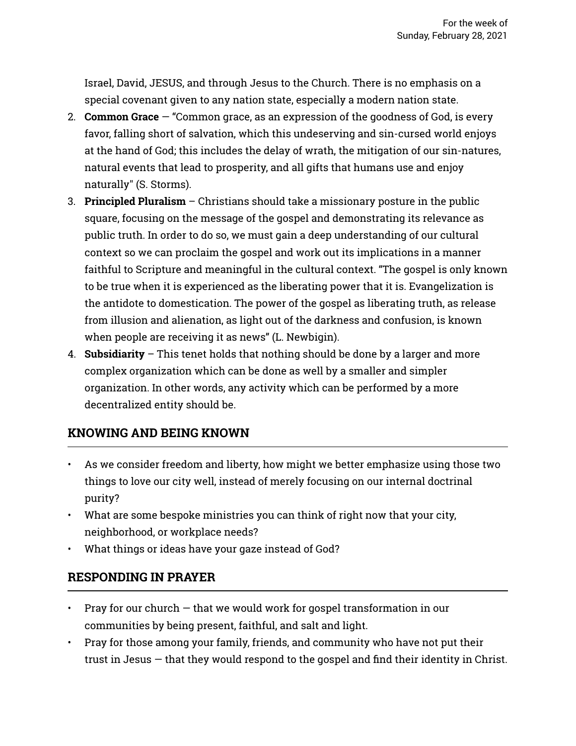Israel, David, JESUS, and through Jesus to the Church. There is no emphasis on a special covenant given to any nation state, especially a modern nation state.

2. **Common Grace** — "Common grace, as an expression of the goodness of God, is every favor, falling short of salvation, which this undeserving and sin-cursed world enjoys at the hand of God; this includes the delay of wrath, the mitigation of our sin-natures, natural events that lead to prosperity, and all gifts that humans use and enjoy naturally" (S. Storms).
3. **Principled Pluralism** – Christians should take a missionary posture in the public square, focusing on the message of the gospel and demonstrating its relevance as public truth. In order to do so, we must gain a deep understanding of our cultural context so we can proclaim the gospel and work out its implications in a manner faithful to Scripture and meaningful in the cultural context. "The gospel is only known to be true when it is experienced as the liberating power that it is. Evangelization is the antidote to domestication. The power of the gospel as liberating truth, as release from illusion and alienation, as light out of the darkness and confusion, is known when people are receiving it as news" (L. Newbigin).
4. **Subsidiarity** – This tenet holds that nothing should be done by a larger and more complex organization which can be done as well by a smaller and simpler organization. In other words, any activity which can be performed by a more decentralized entity should be.

## KNOWING AND BEING KNOWN

- As we consider freedom and liberty, how might we better emphasize using those two things to love our city well, instead of merely focusing on our internal doctrinal purity?
- What are some bespoke ministries you can think of right now that your city, neighborhood, or workplace needs?
- What things or ideas have your gaze instead of God?

## RESPONDING IN PRAYER

- Pray for our church — that we would work for gospel transformation in our communities by being present, faithful, and salt and light.
- Pray for those among your family, friends, and community who have not put their trust in Jesus — that they would respond to the gospel and find their identity in Christ.